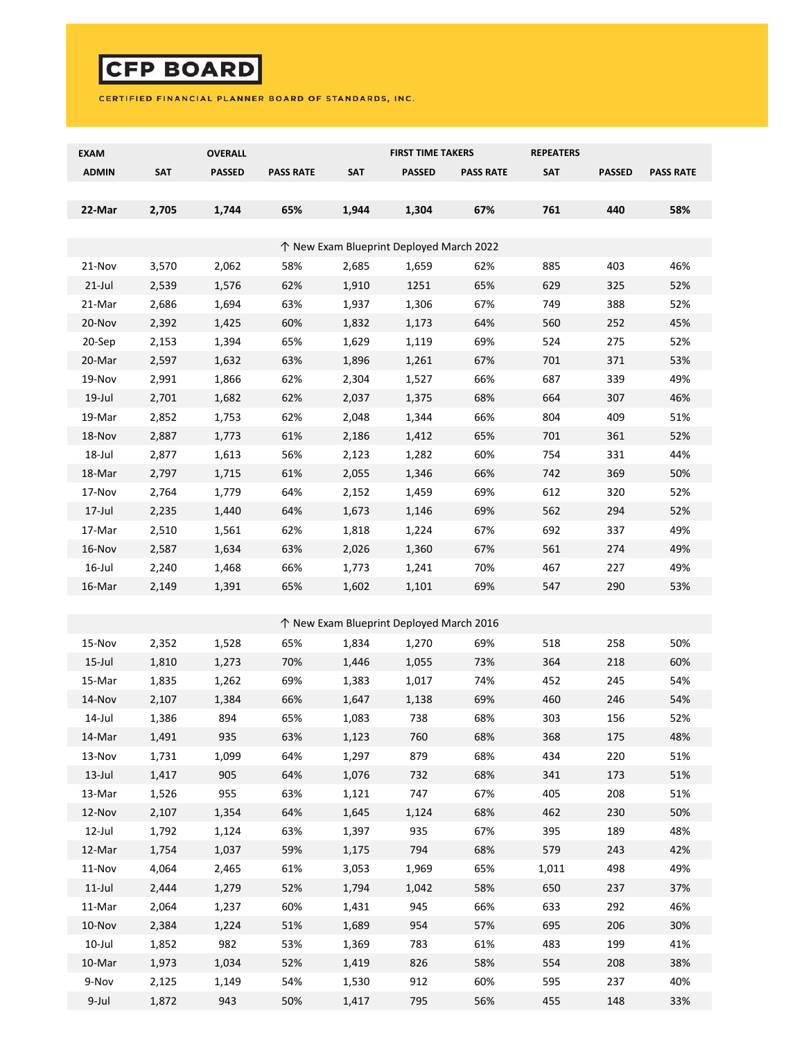# CFP BOARD

CERTIFIED FINANCIAL PLANNER BOARD OF STANDARDS, INC.

| EXAM | | OVERALL | | FIRST TIME TAKERS | | | REPEATERS | | |
|---|---|---|---|---|---|---|---|---|---|
| ADMIN | SAT | PASSED | PASS RATE | SAT | PASSED | PASS RATE | SAT | PASSED | PASS RATE |
| **22-Mar** | **2,705** | **1,744** | **65%** | **1,944** | **1,304** | **67%** | **761** | **440** | **58%** |
| ↑ New Exam Blueprint Deployed March 2022 | | | | | | | | | |
| 21-Nov | 3,570 | 2,062 | 58% | 2,685 | 1,659 | 62% | 885 | 403 | 46% |
| 21-Jul | 2,539 | 1,576 | 62% | 1,910 | 1251 | 65% | 629 | 325 | 52% |
| 21-Mar | 2,686 | 1,694 | 63% | 1,937 | 1,306 | 67% | 749 | 388 | 52% |
| 20-Nov | 2,392 | 1,425 | 60% | 1,832 | 1,173 | 64% | 560 | 252 | 45% |
| 20-Sep | 2,153 | 1,394 | 65% | 1,629 | 1,119 | 69% | 524 | 275 | 52% |
| 20-Mar | 2,597 | 1,632 | 63% | 1,896 | 1,261 | 67% | 701 | 371 | 53% |
| 19-Nov | 2,991 | 1,866 | 62% | 2,304 | 1,527 | 66% | 687 | 339 | 49% |
| 19-Jul | 2,701 | 1,682 | 62% | 2,037 | 1,375 | 68% | 664 | 307 | 46% |
| 19-Mar | 2,852 | 1,753 | 62% | 2,048 | 1,344 | 66% | 804 | 409 | 51% |
| 18-Nov | 2,887 | 1,773 | 61% | 2,186 | 1,412 | 65% | 701 | 361 | 52% |
| 18-Jul | 2,877 | 1,613 | 56% | 2,123 | 1,282 | 60% | 754 | 331 | 44% |
| 18-Mar | 2,797 | 1,715 | 61% | 2,055 | 1,346 | 66% | 742 | 369 | 50% |
| 17-Nov | 2,764 | 1,779 | 64% | 2,152 | 1,459 | 69% | 612 | 320 | 52% |
| 17-Jul | 2,235 | 1,440 | 64% | 1,673 | 1,146 | 69% | 562 | 294 | 52% |
| 17-Mar | 2,510 | 1,561 | 62% | 1,818 | 1,224 | 67% | 692 | 337 | 49% |
| 16-Nov | 2,587 | 1,634 | 63% | 2,026 | 1,360 | 67% | 561 | 274 | 49% |
| 16-Jul | 2,240 | 1,468 | 66% | 1,773 | 1,241 | 70% | 467 | 227 | 49% |
| 16-Mar | 2,149 | 1,391 | 65% | 1,602 | 1,101 | 69% | 547 | 290 | 53% |
| ↑ New Exam Blueprint Deployed March 2016 | | | | | | | | | |
| 15-Nov | 2,352 | 1,528 | 65% | 1,834 | 1,270 | 69% | 518 | 258 | 50% |
| 15-Jul | 1,810 | 1,273 | 70% | 1,446 | 1,055 | 73% | 364 | 218 | 60% |
| 15-Mar | 1,835 | 1,262 | 69% | 1,383 | 1,017 | 74% | 452 | 245 | 54% |
| 14-Nov | 2,107 | 1,384 | 66% | 1,647 | 1,138 | 69% | 460 | 246 | 54% |
| 14-Jul | 1,386 | 894 | 65% | 1,083 | 738 | 68% | 303 | 156 | 52% |
| 14-Mar | 1,491 | 935 | 63% | 1,123 | 760 | 68% | 368 | 175 | 48% |
| 13-Nov | 1,731 | 1,099 | 64% | 1,297 | 879 | 68% | 434 | 220 | 51% |
| 13-Jul | 1,417 | 905 | 64% | 1,076 | 732 | 68% | 341 | 173 | 51% |
| 13-Mar | 1,526 | 955 | 63% | 1,121 | 747 | 67% | 405 | 208 | 51% |
| 12-Nov | 2,107 | 1,354 | 64% | 1,645 | 1,124 | 68% | 462 | 230 | 50% |
| 12-Jul | 1,792 | 1,124 | 63% | 1,397 | 935 | 67% | 395 | 189 | 48% |
| 12-Mar | 1,754 | 1,037 | 59% | 1,175 | 794 | 68% | 579 | 243 | 42% |
| 11-Nov | 4,064 | 2,465 | 61% | 3,053 | 1,969 | 65% | 1,011 | 498 | 49% |
| 11-Jul | 2,444 | 1,279 | 52% | 1,794 | 1,042 | 58% | 650 | 237 | 37% |
| 11-Mar | 2,064 | 1,237 | 60% | 1,431 | 945 | 66% | 633 | 292 | 46% |
| 10-Nov | 2,384 | 1,224 | 51% | 1,689 | 954 | 57% | 695 | 206 | 30% |
| 10-Jul | 1,852 | 982 | 53% | 1,369 | 783 | 61% | 483 | 199 | 41% |
| 10-Mar | 1,973 | 1,034 | 52% | 1,419 | 826 | 58% | 554 | 208 | 38% |
| 9-Nov | 2,125 | 1,149 | 54% | 1,530 | 912 | 60% | 595 | 237 | 40% |
| 9-Jul | 1,872 | 943 | 50% | 1,417 | 795 | 56% | 455 | 148 | 33% |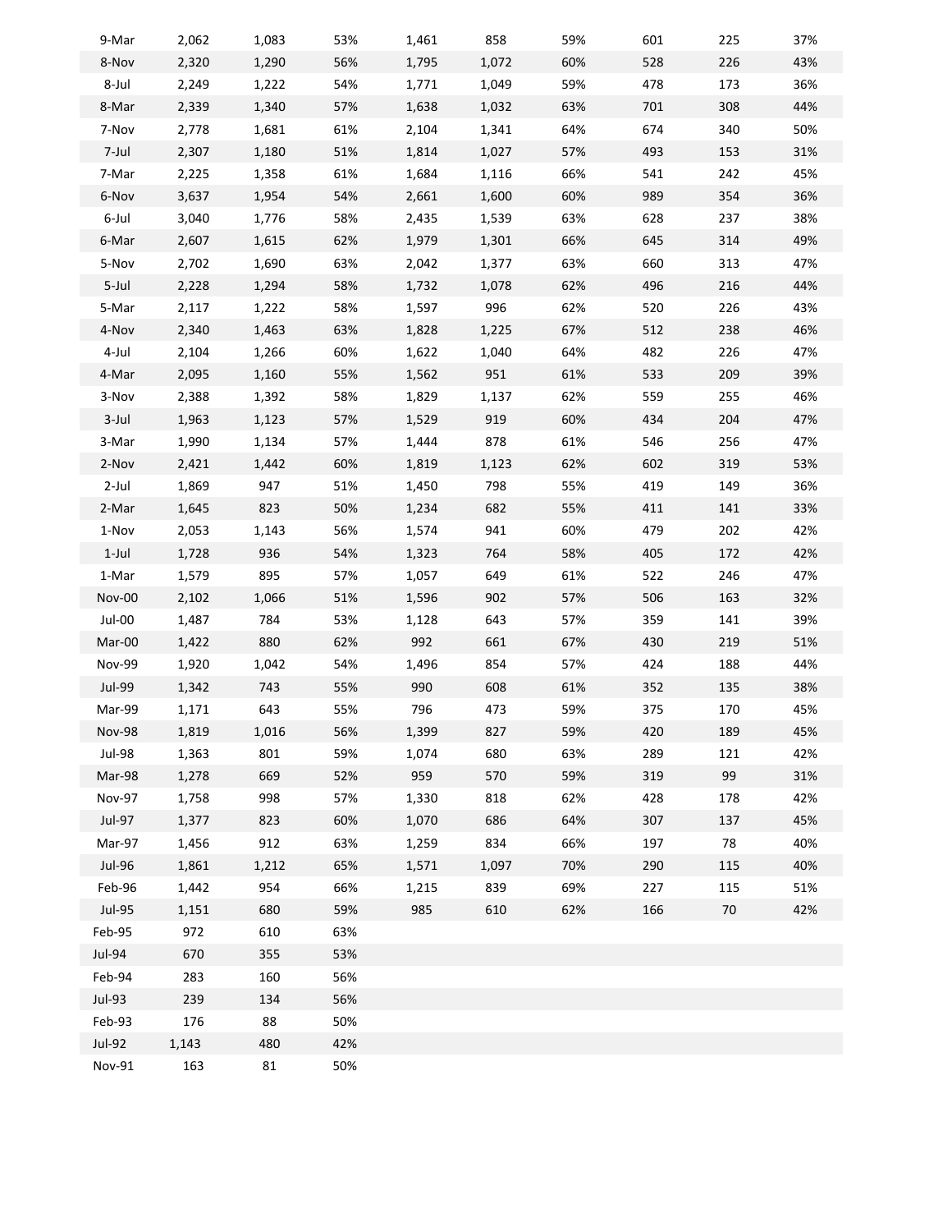| | | | | | | | | | |
|---|---|---|---|---|---|---|---|---|---|
| 9-Mar | 2,062 | 1,083 | 53% | 1,461 | 858 | 59% | 601 | 225 | 37% |
| 8-Nov | 2,320 | 1,290 | 56% | 1,795 | 1,072 | 60% | 528 | 226 | 43% |
| 8-Jul | 2,249 | 1,222 | 54% | 1,771 | 1,049 | 59% | 478 | 173 | 36% |
| 8-Mar | 2,339 | 1,340 | 57% | 1,638 | 1,032 | 63% | 701 | 308 | 44% |
| 7-Nov | 2,778 | 1,681 | 61% | 2,104 | 1,341 | 64% | 674 | 340 | 50% |
| 7-Jul | 2,307 | 1,180 | 51% | 1,814 | 1,027 | 57% | 493 | 153 | 31% |
| 7-Mar | 2,225 | 1,358 | 61% | 1,684 | 1,116 | 66% | 541 | 242 | 45% |
| 6-Nov | 3,637 | 1,954 | 54% | 2,661 | 1,600 | 60% | 989 | 354 | 36% |
| 6-Jul | 3,040 | 1,776 | 58% | 2,435 | 1,539 | 63% | 628 | 237 | 38% |
| 6-Mar | 2,607 | 1,615 | 62% | 1,979 | 1,301 | 66% | 645 | 314 | 49% |
| 5-Nov | 2,702 | 1,690 | 63% | 2,042 | 1,377 | 63% | 660 | 313 | 47% |
| 5-Jul | 2,228 | 1,294 | 58% | 1,732 | 1,078 | 62% | 496 | 216 | 44% |
| 5-Mar | 2,117 | 1,222 | 58% | 1,597 | 996 | 62% | 520 | 226 | 43% |
| 4-Nov | 2,340 | 1,463 | 63% | 1,828 | 1,225 | 67% | 512 | 238 | 46% |
| 4-Jul | 2,104 | 1,266 | 60% | 1,622 | 1,040 | 64% | 482 | 226 | 47% |
| 4-Mar | 2,095 | 1,160 | 55% | 1,562 | 951 | 61% | 533 | 209 | 39% |
| 3-Nov | 2,388 | 1,392 | 58% | 1,829 | 1,137 | 62% | 559 | 255 | 46% |
| 3-Jul | 1,963 | 1,123 | 57% | 1,529 | 919 | 60% | 434 | 204 | 47% |
| 3-Mar | 1,990 | 1,134 | 57% | 1,444 | 878 | 61% | 546 | 256 | 47% |
| 2-Nov | 2,421 | 1,442 | 60% | 1,819 | 1,123 | 62% | 602 | 319 | 53% |
| 2-Jul | 1,869 | 947 | 51% | 1,450 | 798 | 55% | 419 | 149 | 36% |
| 2-Mar | 1,645 | 823 | 50% | 1,234 | 682 | 55% | 411 | 141 | 33% |
| 1-Nov | 2,053 | 1,143 | 56% | 1,574 | 941 | 60% | 479 | 202 | 42% |
| 1-Jul | 1,728 | 936 | 54% | 1,323 | 764 | 58% | 405 | 172 | 42% |
| 1-Mar | 1,579 | 895 | 57% | 1,057 | 649 | 61% | 522 | 246 | 47% |
| Nov-00 | 2,102 | 1,066 | 51% | 1,596 | 902 | 57% | 506 | 163 | 32% |
| Jul-00 | 1,487 | 784 | 53% | 1,128 | 643 | 57% | 359 | 141 | 39% |
| Mar-00 | 1,422 | 880 | 62% | 992 | 661 | 67% | 430 | 219 | 51% |
| Nov-99 | 1,920 | 1,042 | 54% | 1,496 | 854 | 57% | 424 | 188 | 44% |
| Jul-99 | 1,342 | 743 | 55% | 990 | 608 | 61% | 352 | 135 | 38% |
| Mar-99 | 1,171 | 643 | 55% | 796 | 473 | 59% | 375 | 170 | 45% |
| Nov-98 | 1,819 | 1,016 | 56% | 1,399 | 827 | 59% | 420 | 189 | 45% |
| Jul-98 | 1,363 | 801 | 59% | 1,074 | 680 | 63% | 289 | 121 | 42% |
| Mar-98 | 1,278 | 669 | 52% | 959 | 570 | 59% | 319 | 99 | 31% |
| Nov-97 | 1,758 | 998 | 57% | 1,330 | 818 | 62% | 428 | 178 | 42% |
| Jul-97 | 1,377 | 823 | 60% | 1,070 | 686 | 64% | 307 | 137 | 45% |
| Mar-97 | 1,456 | 912 | 63% | 1,259 | 834 | 66% | 197 | 78 | 40% |
| Jul-96 | 1,861 | 1,212 | 65% | 1,571 | 1,097 | 70% | 290 | 115 | 40% |
| Feb-96 | 1,442 | 954 | 66% | 1,215 | 839 | 69% | 227 | 115 | 51% |
| Jul-95 | 1,151 | 680 | 59% | 985 | 610 | 62% | 166 | 70 | 42% |
| Feb-95 | 972 | 610 | 63% | | | | | | |
| Jul-94 | 670 | 355 | 53% | | | | | | |
| Feb-94 | 283 | 160 | 56% | | | | | | |
| Jul-93 | 239 | 134 | 56% | | | | | | |
| Feb-93 | 176 | 88 | 50% | | | | | | |
| Jul-92 | 1,143 | 480 | 42% | | | | | | |
| Nov-91 | 163 | 81 | 50% | | | | | | |